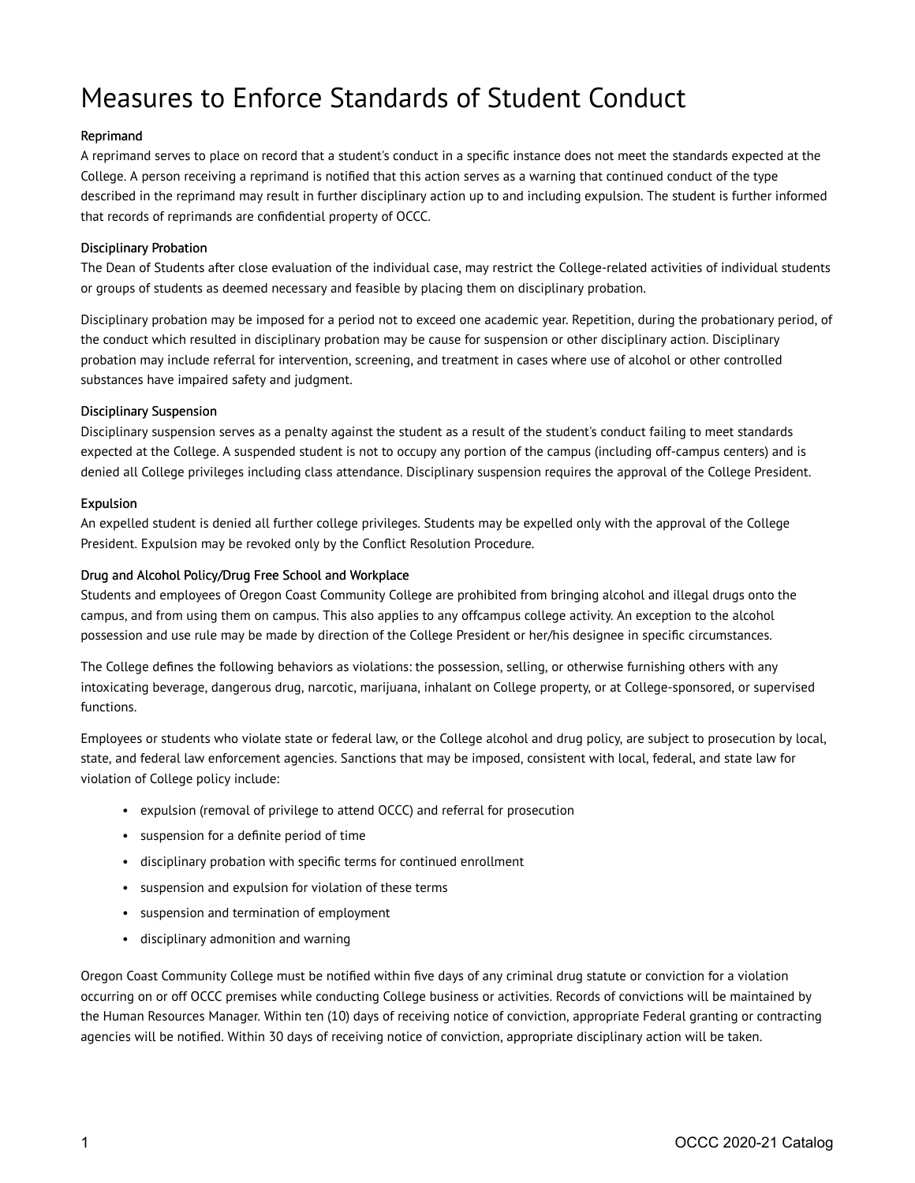# Measures to Enforce Standards of Student Conduct

### Reprimand

A reprimand serves to place on record that a student's conduct in a specific instance does not meet the standards expected at the College. A person receiving a reprimand is notified that this action serves as a warning that continued conduct of the type described in the reprimand may result in further disciplinary action up to and including expulsion. The student is further informed that records of reprimands are confidential property of OCCC.

### Disciplinary Probation

The Dean of Students after close evaluation of the individual case, may restrict the College-related activities of individual students or groups of students as deemed necessary and feasible by placing them on disciplinary probation.

Disciplinary probation may be imposed for a period not to exceed one academic year. Repetition, during the probationary period, of the conduct which resulted in disciplinary probation may be cause for suspension or other disciplinary action. Disciplinary probation may include referral for intervention, screening, and treatment in cases where use of alcohol or other controlled substances have impaired safety and judgment.

### Disciplinary Suspension

Disciplinary suspension serves as a penalty against the student as a result of the student's conduct failing to meet standards expected at the College. A suspended student is not to occupy any portion of the campus (including off-campus centers) and is denied all College privileges including class attendance. Disciplinary suspension requires the approval of the College President.

### Expulsion

An expelled student is denied all further college privileges. Students may be expelled only with the approval of the College President. Expulsion may be revoked only by the Conflict Resolution Procedure.

### Drug and Alcohol Policy/Drug Free School and Workplace

Students and employees of Oregon Coast Community College are prohibited from bringing alcohol and illegal drugs onto the campus, and from using them on campus. This also applies to any offcampus college activity. An exception to the alcohol possession and use rule may be made by direction of the College President or her/his designee in specific circumstances.

The College defines the following behaviors as violations: the possession, selling, or otherwise furnishing others with any intoxicating beverage, dangerous drug, narcotic, marijuana, inhalant on College property, or at College-sponsored, or supervised functions.

Employees or students who violate state or federal law, or the College alcohol and drug policy, are subject to prosecution by local, state, and federal law enforcement agencies. Sanctions that may be imposed, consistent with local, federal, and state law for violation of College policy include:

- expulsion (removal of privilege to attend OCCC) and referral for prosecution
- suspension for a definite period of time
- disciplinary probation with specific terms for continued enrollment
- suspension and expulsion for violation of these terms
- suspension and termination of employment
- disciplinary admonition and warning

Oregon Coast Community College must be notified within five days of any criminal drug statute or conviction for a violation occurring on or off OCCC premises while conducting College business or activities. Records of convictions will be maintained by the Human Resources Manager. Within ten (10) days of receiving notice of conviction, appropriate Federal granting or contracting agencies will be notified. Within 30 days of receiving notice of conviction, appropriate disciplinary action will be taken.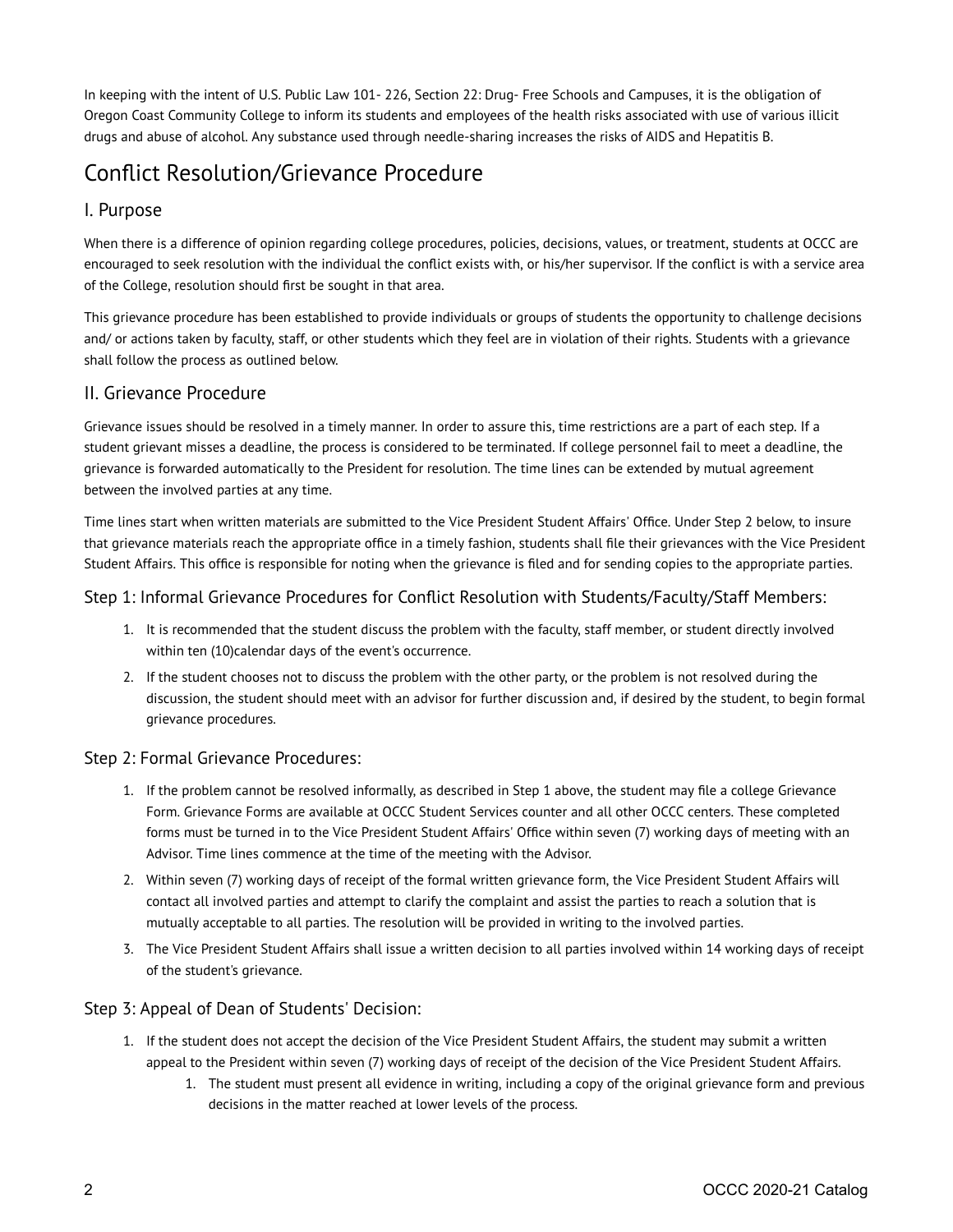In keeping with the intent of U.S. Public Law 101- 226, Section 22: Drug- Free Schools and Campuses, it is the obligation of Oregon Coast Community College to inform its students and employees of the health risks associated with use of various illicit drugs and abuse of alcohol. Any substance used through needle-sharing increases the risks of AIDS and Hepatitis B.

# Conflict Resolution/Grievance Procedure

## I. Purpose

When there is a difference of opinion regarding college procedures, policies, decisions, values, or treatment, students at OCCC are encouraged to seek resolution with the individual the conflict exists with, or his/her supervisor. If the conflict is with a service area of the College, resolution should first be sought in that area.

This grievance procedure has been established to provide individuals or groups of students the opportunity to challenge decisions and/ or actions taken by faculty, staff, or other students which they feel are in violation of their rights. Students with a grievance shall follow the process as outlined below.

## II. Grievance Procedure

Grievance issues should be resolved in a timely manner. In order to assure this, time restrictions are a part of each step. If a student grievant misses a deadline, the process is considered to be terminated. If college personnel fail to meet a deadline, the grievance is forwarded automatically to the President for resolution. The time lines can be extended by mutual agreement between the involved parties at any time.

Time lines start when written materials are submitted to the Vice President Student Affairs' Office. Under Step 2 below, to insure that grievance materials reach the appropriate office in a timely fashion, students shall file their grievances with the Vice President Student Affairs. This office is responsible for noting when the grievance is filed and for sending copies to the appropriate parties.

### Step 1: Informal Grievance Procedures for Conflict Resolution with Students/Faculty/Staff Members:

1. It is recommended that the student discuss the problem with the faculty, staff member, or student directly involved within ten (10)calendar days of the event's occurrence.
2. If the student chooses not to discuss the problem with the other party, or the problem is not resolved during the discussion, the student should meet with an advisor for further discussion and, if desired by the student, to begin formal grievance procedures.

### Step 2: Formal Grievance Procedures:

1. If the problem cannot be resolved informally, as described in Step 1 above, the student may file a college Grievance Form. Grievance Forms are available at OCCC Student Services counter and all other OCCC centers. These completed forms must be turned in to the Vice President Student Affairs' Office within seven (7) working days of meeting with an Advisor. Time lines commence at the time of the meeting with the Advisor.
2. Within seven (7) working days of receipt of the formal written grievance form, the Vice President Student Affairs will contact all involved parties and attempt to clarify the complaint and assist the parties to reach a solution that is mutually acceptable to all parties. The resolution will be provided in writing to the involved parties.
3. The Vice President Student Affairs shall issue a written decision to all parties involved within 14 working days of receipt of the student's grievance.

### Step 3: Appeal of Dean of Students' Decision:

1. If the student does not accept the decision of the Vice President Student Affairs, the student may submit a written appeal to the President within seven (7) working days of receipt of the decision of the Vice President Student Affairs.
    1. The student must present all evidence in writing, including a copy of the original grievance form and previous decisions in the matter reached at lower levels of the process.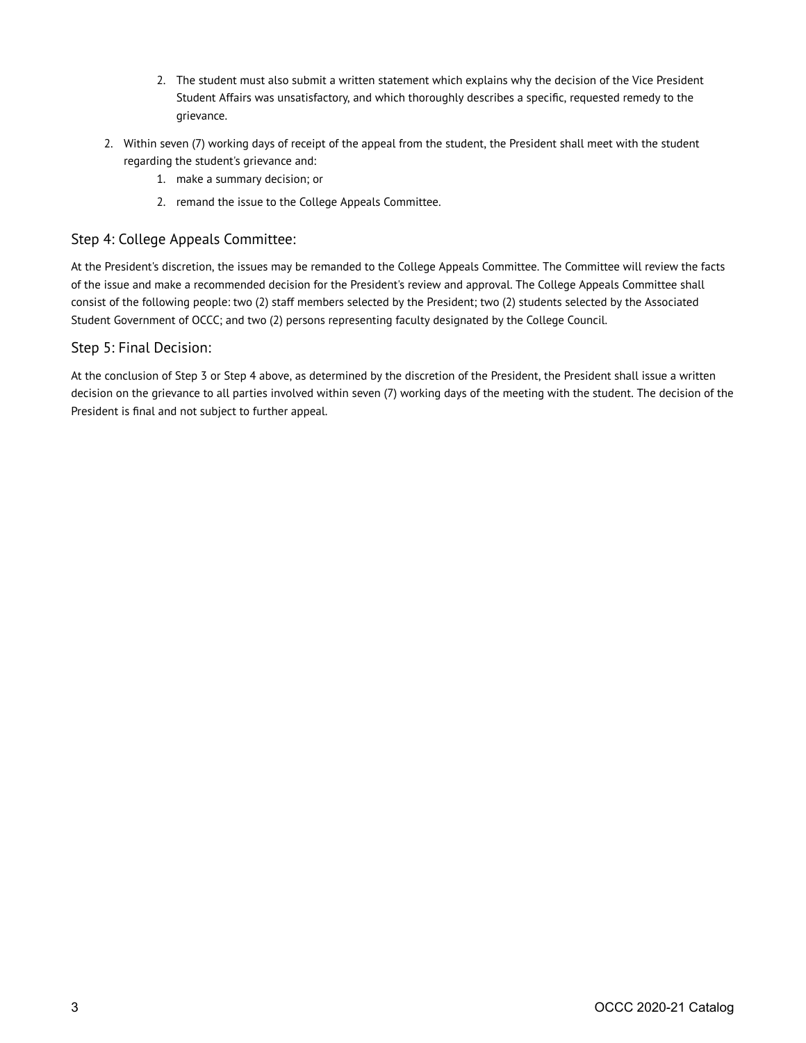2. The student must also submit a written statement which explains why the decision of the Vice President Student Affairs was unsatisfactory, and which thoroughly describes a specific, requested remedy to the grievance.

2. Within seven (7) working days of receipt of the appeal from the student, the President shall meet with the student regarding the student's grievance and:
    1. make a summary decision; or
    2. remand the issue to the College Appeals Committee.

### Step 4: College Appeals Committee:

At the President's discretion, the issues may be remanded to the College Appeals Committee. The Committee will review the facts of the issue and make a recommended decision for the President's review and approval. The College Appeals Committee shall consist of the following people: two (2) staff members selected by the President; two (2) students selected by the Associated Student Government of OCCC; and two (2) persons representing faculty designated by the College Council.

### Step 5: Final Decision:

At the conclusion of Step 3 or Step 4 above, as determined by the discretion of the President, the President shall issue a written decision on the grievance to all parties involved within seven (7) working days of the meeting with the student. The decision of the President is final and not subject to further appeal.